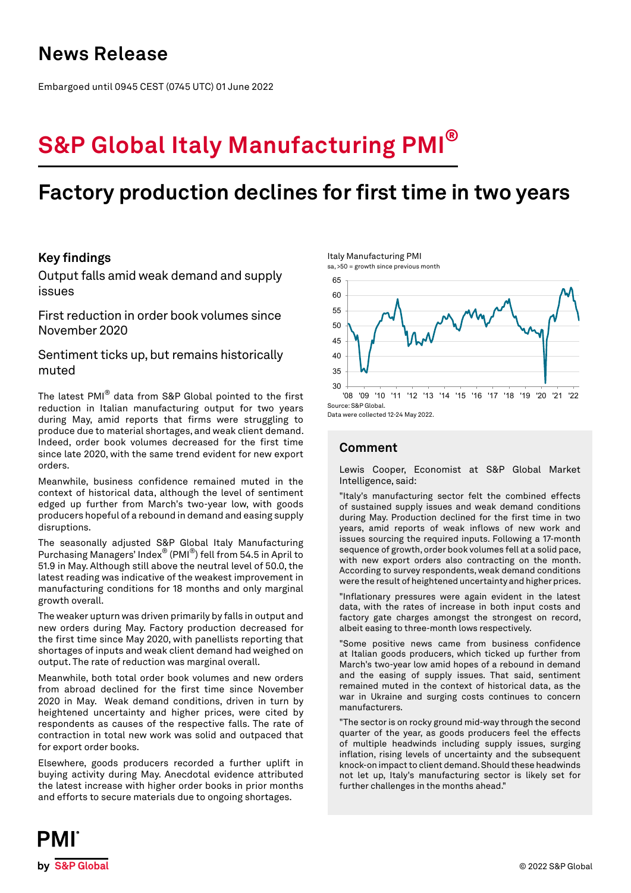# News Release

Embargoed until 0945 CEST (0745 UTC) 01 June 2022

# S&P Global Italy Manufacturing PMI®

## Factory production declines for first time in two years

### Key findings

Output falls amid weak demand and supply issues

First reduction in order book volumes since November 2020

Sentiment ticks up, but remains historically muted

The latest PMI® data from S&P Global pointed to the first reduction in Italian manufacturing output for two years during May, amid reports that firms were struggling to produce due to material shortages, and weak client demand. Indeed, order book volumes decreased for the first time since late 2020, with the same trend evident for new export orders.

Meanwhile, business confidence remained muted in the context of historical data, although the level of sentiment edged up further from March's two-year low, with goods producers hopeful of a rebound in demand and easing supply disruptions.

The seasonally adjusted S&P Global Italy Manufacturing Purchasing Managers' Index® (PMI®) fell from 54.5 in April to 51.9 in May. Although still above the neutral level of 50.0, the latest reading was indicative of the weakest improvement in manufacturing conditions for 18 months and only marginal growth overall.

The weaker upturn was driven primarily by falls in output and new orders during May. Factory production decreased for the first time since May 2020, with panellists reporting that shortages of inputs and weak client demand had weighed on output. The rate of reduction was marginal overall.

Meanwhile, both total order book volumes and new orders from abroad declined for the first time since November 2020 in May. Weak demand conditions, driven in turn by heightened uncertainty and higher prices, were cited by respondents as causes of the respective falls. The rate of contraction in total new work was solid and outpaced that for export order books.

Elsewhere, goods producers recorded a further uplift in buying activity during May. Anecdotal evidence attributed the latest increase with higher order books in prior months and efforts to secure materials due to ongoing shortages.

Italy Manufacturing PMI
sa, >50 = growth since previous month

Source: S&P Global.
Data were collected 12-24 May 2022.

### Comment

Lewis Cooper, Economist at S&P Global Market Intelligence, said:

"Italy's manufacturing sector felt the combined effects of sustained supply issues and weak demand conditions during May. Production declined for the first time in two years, amid reports of weak inflows of new work and issues sourcing the required inputs. Following a 17-month sequence of growth, order book volumes fell at a solid pace, with new export orders also contracting on the month. According to survey respondents, weak demand conditions were the result of heightened uncertainty and higher prices.

"Inflationary pressures were again evident in the latest data, with the rates of increase in both input costs and factory gate charges amongst the strongest on record, albeit easing to three-month lows respectively.

"Some positive news came from business confidence at Italian goods producers, which ticked up further from March's two-year low amid hopes of a rebound in demand and the easing of supply issues. That said, sentiment remained muted in the context of historical data, as the war in Ukraine and surging costs continues to concern manufacturers.

"The sector is on rocky ground mid-way through the second quarter of the year, as goods producers feel the effects of multiple headwinds including supply issues, surging inflation, rising levels of uncertainty and the subsequent knock-on impact to client demand. Should these headwinds not let up, Italy's manufacturing sector is likely set for further challenges in the months ahead."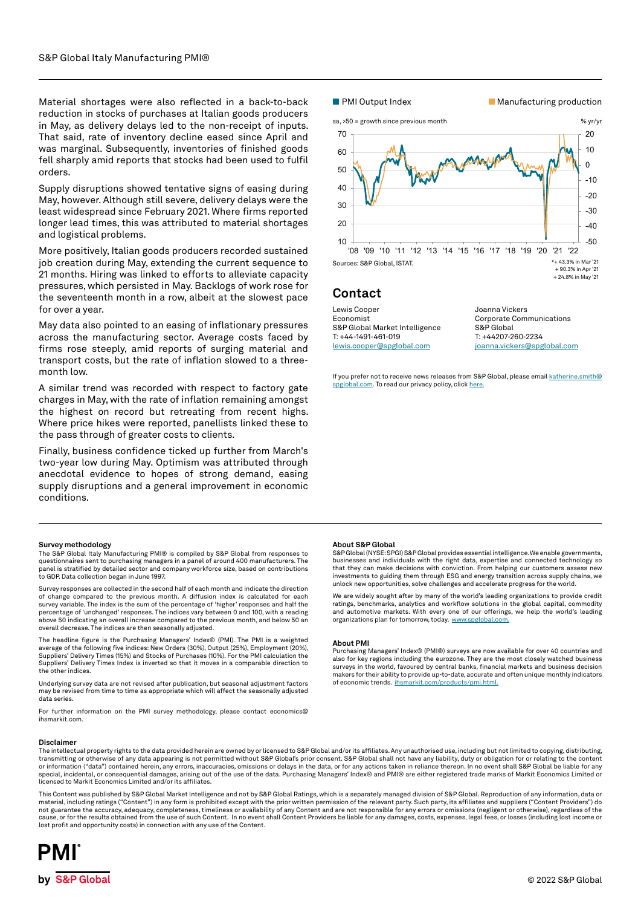Material shortages were also reflected in a back-to-back reduction in stocks of purchases at Italian goods producers in May, as delivery delays led to the non-receipt of inputs. That said, rate of inventory decline eased since April and was marginal. Subsequently, inventories of finished goods fell sharply amid reports that stocks had been used to fulfil orders.

Supply disruptions showed tentative signs of easing during May, however. Although still severe, delivery delays were the least widespread since February 2021. Where firms reported longer lead times, this was attributed to material shortages and logistical problems.

More positively, Italian goods producers recorded sustained job creation during May, extending the current sequence to 21 months. Hiring was linked to efforts to alleviate capacity pressures, which persisted in May. Backlogs of work rose for the seventeenth month in a row, albeit at the slowest pace for over a year.

May data also pointed to an easing of inflationary pressures across the manufacturing sector. Average costs faced by firms rose steeply, amid reports of surging material and transport costs, but the rate of inflation slowed to a three-month low.

A similar trend was recorded with respect to factory gate charges in May, with the rate of inflation remaining amongst the highest on record but retreating from recent highs. Where price hikes were reported, panellists linked these to the pass through of greater costs to clients.

Finally, business confidence ticked up further from March's two-year low during May. Optimism was attributed through anecdotal evidence to hopes of strong demand, easing supply disruptions and a general improvement in economic conditions.

PMI Output Index

Manufacturing production

sa, >50 = growth since previous month

% yr/yr

70 60 50 40 30 20 10

20 10 0 -10 -20 -30 -40 -50

'08 '09 '10 '11 '12 '13 '14 '15 '16 '17 '18 '19 '20 '21 '22

Sources: S&P Global, ISTAT.

*+ 43.3% in Mar '21
+ 90.3% in Apr '21
+ 24.8% in May '21

## Contact

Lewis Cooper
Economist
S&P Global Market Intelligence
T: +44-1491-461-019
lewis.cooper@spglobal.com

Joanna Vickers
Corporate Communications
S&P Global
T: +44207-260-2234
joanna.vickers@spglobal.com

If you prefer not to receive news releases from S&P Global, please email katherine.smith@spglobal.com. To read our privacy policy, click here.

### Survey methodology

The S&P Global Italy Manufacturing PMI® is compiled by S&P Global from responses to questionnaires sent to purchasing managers in a panel of around 400 manufacturers. The panel is stratified by detailed sector and company workforce size, based on contributions to GDP. Data collection began in June 1997.

Survey responses are collected in the second half of each month and indicate the direction of change compared to the previous month. A diffusion index is calculated for each survey variable. The index is the sum of the percentage of 'higher' responses and half the percentage of 'unchanged' responses. The indices vary between 0 and 100, with a reading above 50 indicating an overall increase compared to the previous month, and below 50 an overall decrease. The indices are then seasonally adjusted.

The headline figure is the Purchasing Managers' Index® (PMI). The PMI is a weighted average of the following five indices: New Orders (30%), Output (25%), Employment (20%), Suppliers' Delivery Times (15%) and Stocks of Purchases (10%). For the PMI calculation the Suppliers' Delivery Times Index is inverted so that it moves in a comparable direction to the other indices.

Underlying survey data are not revised after publication, but seasonal adjustment factors may be revised from time to time as appropriate which will affect the seasonally adjusted data series.

For further information on the PMI survey methodology, please contact economics@ihsmarkit.com.

### About S&P Global

S&P Global (NYSE: SPGI) S&P Global provides essential intelligence. We enable governments, businesses and individuals with the right data, expertise and connected technology so that they can make decisions with conviction. From helping our customers assess new investments to guiding them through ESG and energy transition across supply chains, we unlock new opportunities, solve challenges and accelerate progress for the world.

We are widely sought after by many of the world's leading organizations to provide credit ratings, benchmarks, analytics and workflow solutions in the global capital, commodity and automotive markets. With every one of our offerings, we help the world's leading organizations plan for tomorrow, today. www.spglobal.com.

### About PMI

Purchasing Managers' Index® (PMI®) surveys are now available for over 40 countries and also for key regions including the eurozone. They are the most closely watched business surveys in the world, favoured by central banks, financial markets and business decision makers for their ability to provide up-to-date, accurate and often unique monthly indicators of economic trends. ihsmarkit.com/products/pmi.html.

### Disclaimer

The intellectual property rights to the data provided herein are owned by or licensed to S&P Global and/or its affiliates. Any unauthorised use, including but not limited to copying, distributing, transmitting or otherwise of any data appearing is not permitted without S&P Global's prior consent. S&P Global shall not have any liability, duty or obligation for or relating to the content or information ("data") contained herein, any errors, inaccuracies, omissions or delays in the data, or for any actions taken in reliance thereon. In no event shall S&P Global be liable for any special, incidental, or consequential damages, arising out of the use of the data. Purchasing Managers' Index® and PMI® are either registered trade marks of Markit Economics Limited or licensed to Markit Economics Limited and/or its affiliates.

This Content was published by S&P Global Market Intelligence and not by S&P Global Ratings, which is a separately managed division of S&P Global. Reproduction of any information, data or material, including ratings ("Content") in any form is prohibited except with the prior written permission of the relevant party. Such party, its affiliates and suppliers ("Content Providers") do not guarantee the accuracy, adequacy, completeness, timeliness or availability of any Content and are not responsible for any errors or omissions (negligent or otherwise), regardless of the cause, or for the results obtained from the use of such Content. In no event shall Content Providers be liable for any damages, costs, expenses, legal fees, or losses (including lost income or lost profit and opportunity costs) in connection with any use of the Content.

PMI by S&P Global

© 2022 S&P Global